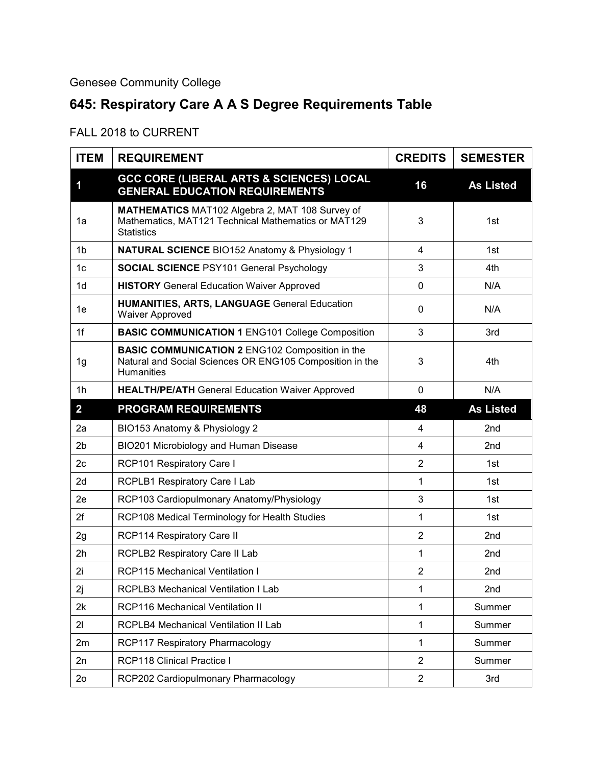Genesee Community College

# 645: Respiratory Care A A S Degree Requirements Table

FALL 2018 to CURRENT

| ITEM | REQUIREMENT | CREDITS | SEMESTER |
|---|---|---|---|
| **1** | **GCC CORE (LIBERAL ARTS & SCIENCES) LOCAL GENERAL EDUCATION REQUIREMENTS** | **16** | **As Listed** |
| 1a | **MATHEMATICS** MAT102 Algebra 2, MAT 108 Survey of Mathematics, MAT121 Technical Mathematics or MAT129 Statistics | 3 | 1st |
| 1b | **NATURAL SCIENCE** BIO152 Anatomy & Physiology 1 | 4 | 1st |
| 1c | **SOCIAL SCIENCE** PSY101 General Psychology | 3 | 4th |
| 1d | **HISTORY** General Education Waiver Approved | 0 | N/A |
| 1e | **HUMANITIES, ARTS, LANGUAGE** General Education Waiver Approved | 0 | N/A |
| 1f | **BASIC COMMUNICATION 1** ENG101 College Composition | 3 | 3rd |
| 1g | **BASIC COMMUNICATION 2** ENG102 Composition in the Natural and Social Sciences OR ENG105 Composition in the Humanities | 3 | 4th |
| 1h | **HEALTH/PE/ATH** General Education Waiver Approved | 0 | N/A |
| **2** | **PROGRAM REQUIREMENTS** | **48** | **As Listed** |
| 2a | BIO153 Anatomy & Physiology 2 | 4 | 2nd |
| 2b | BIO201 Microbiology and Human Disease | 4 | 2nd |
| 2c | RCP101 Respiratory Care I | 2 | 1st |
| 2d | RCPLB1 Respiratory Care I Lab | 1 | 1st |
| 2e | RCP103 Cardiopulmonary Anatomy/Physiology | 3 | 1st |
| 2f | RCP108 Medical Terminology for Health Studies | 1 | 1st |
| 2g | RCP114 Respiratory Care II | 2 | 2nd |
| 2h | RCPLB2 Respiratory Care II Lab | 1 | 2nd |
| 2i | RCP115 Mechanical Ventilation I | 2 | 2nd |
| 2j | RCPLB3 Mechanical Ventilation I Lab | 1 | 2nd |
| 2k | RCP116 Mechanical Ventilation II | 1 | Summer |
| 2l | RCPLB4 Mechanical Ventilation II Lab | 1 | Summer |
| 2m | RCP117 Respiratory Pharmacology | 1 | Summer |
| 2n | RCP118 Clinical Practice I | 2 | Summer |
| 2o | RCP202 Cardiopulmonary Pharmacology | 2 | 3rd |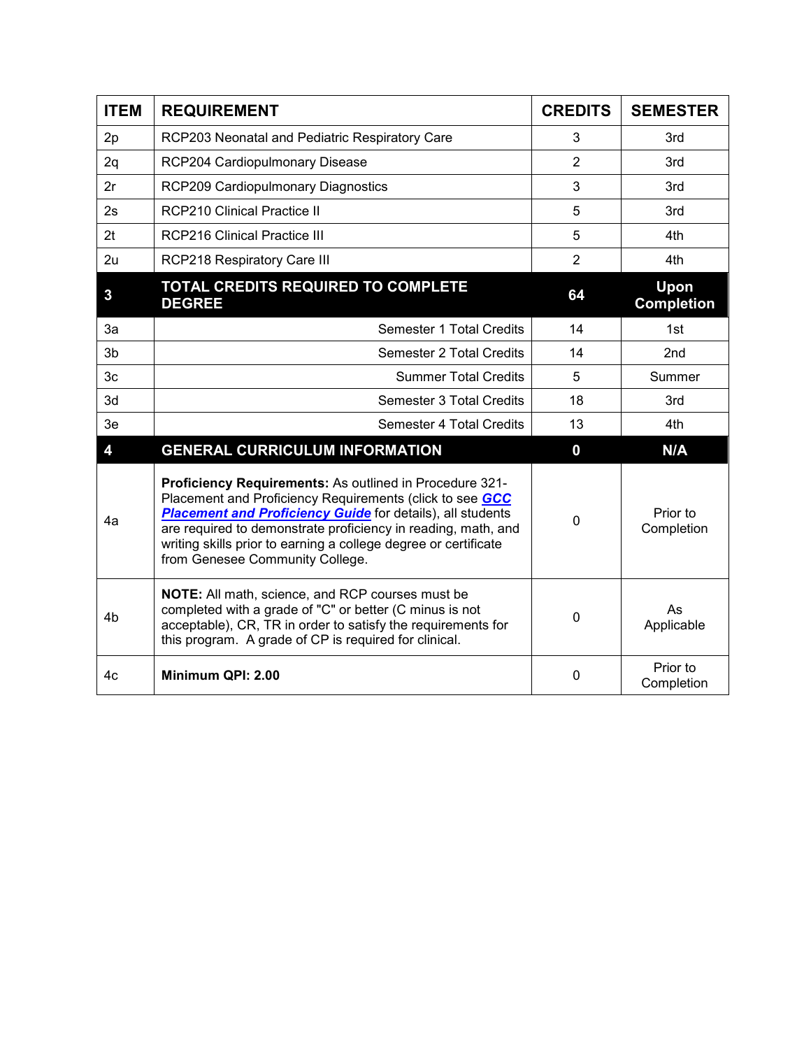| ITEM | REQUIREMENT | CREDITS | SEMESTER |
|---|---|---|---|
| 2p | RCP203 Neonatal and Pediatric Respiratory Care | 3 | 3rd |
| 2q | RCP204 Cardiopulmonary Disease | 2 | 3rd |
| 2r | RCP209 Cardiopulmonary Diagnostics | 3 | 3rd |
| 2s | RCP210 Clinical Practice II | 5 | 3rd |
| 2t | RCP216 Clinical Practice III | 5 | 4th |
| 2u | RCP218 Respiratory Care III | 2 | 4th |
| **3** | **TOTAL CREDITS REQUIRED TO COMPLETE DEGREE** | **64** | **Upon Completion** |
| 3a | Semester 1 Total Credits | 14 | 1st |
| 3b | Semester 2 Total Credits | 14 | 2nd |
| 3c | Summer Total Credits | 5 | Summer |
| 3d | Semester 3 Total Credits | 18 | 3rd |
| 3e | Semester 4 Total Credits | 13 | 4th |
| **4** | **GENERAL CURRICULUM INFORMATION** | **0** | **N/A** |
| 4a | **Proficiency Requirements:** As outlined in Procedure 321-Placement and Proficiency Requirements (click to see ***GCC Placement and Proficiency Guide*** for details), all students are required to demonstrate proficiency in reading, math, and writing skills prior to earning a college degree or certificate from Genesee Community College. | 0 | Prior to Completion |
| 4b | **NOTE:** All math, science, and RCP courses must be completed with a grade of "C" or better (C minus is not acceptable), CR, TR in order to satisfy the requirements for this program. A grade of CP is required for clinical. | 0 | As Applicable |
| 4c | **Minimum QPI: 2.00** | 0 | Prior to Completion |